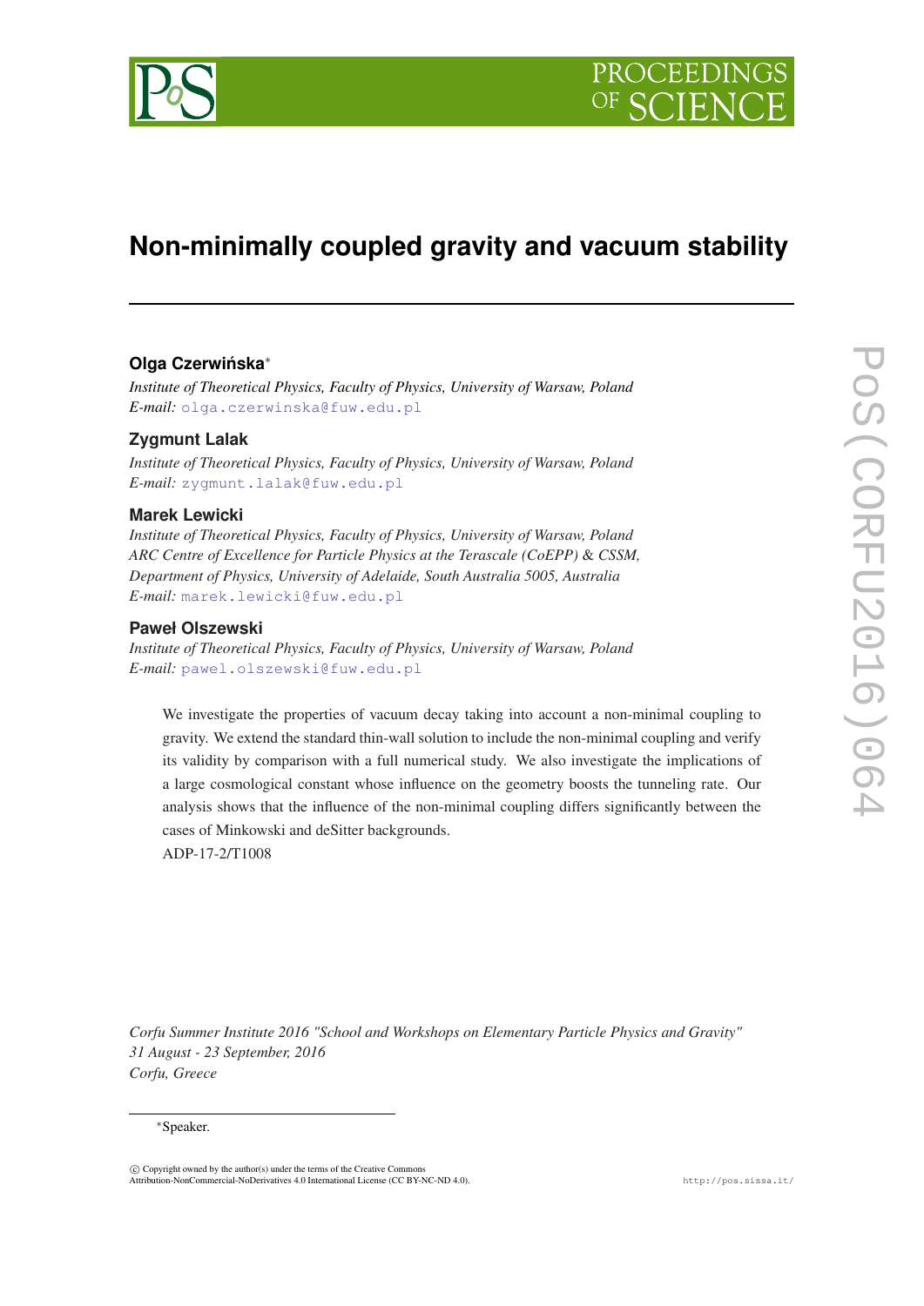# Non-minimally coupled gravity and vacuum stability

**Olga Czerwińska**[∗]

*Institute of Theoretical Physics, Faculty of Physics, University of Warsaw, Poland*
*E-mail:* olga.czerwinska@fuw.edu.pl

**Zygmunt Lalak**

*Institute of Theoretical Physics, Faculty of Physics, University of Warsaw, Poland*
*E-mail:* zygmunt.lalak@fuw.edu.pl

**Marek Lewicki**

*Institute of Theoretical Physics, Faculty of Physics, University of Warsaw, Poland*
*ARC Centre of Excellence for Particle Physics at the Terascale (CoEPP) & CSSM, Department of Physics, University of Adelaide, South Australia 5005, Australia*
*E-mail:* marek.lewicki@fuw.edu.pl

**Paweł Olszewski**

*Institute of Theoretical Physics, Faculty of Physics, University of Warsaw, Poland*
*E-mail:* pawel.olszewski@fuw.edu.pl

We investigate the properties of vacuum decay taking into account a non-minimal coupling to gravity. We extend the standard thin-wall solution to include the non-minimal coupling and verify its validity by comparison with a full numerical study. We also investigate the implications of a large cosmological constant whose influence on the geometry boosts the tunneling rate. Our analysis shows that the influence of the non-minimal coupling differs significantly between the cases of Minkowski and deSitter backgrounds.

ADP-17-2/T1008

*Corfu Summer Institute 2016 "School and Workshops on Elementary Particle Physics and Gravity"*
*31 August - 23 September, 2016*
*Corfu, Greece*

[∗]Speaker.

© Copyright owned by the author(s) under the terms of the Creative Commons Attribution-NonCommercial-NoDerivatives 4.0 International License (CC BY-NC-ND 4.0).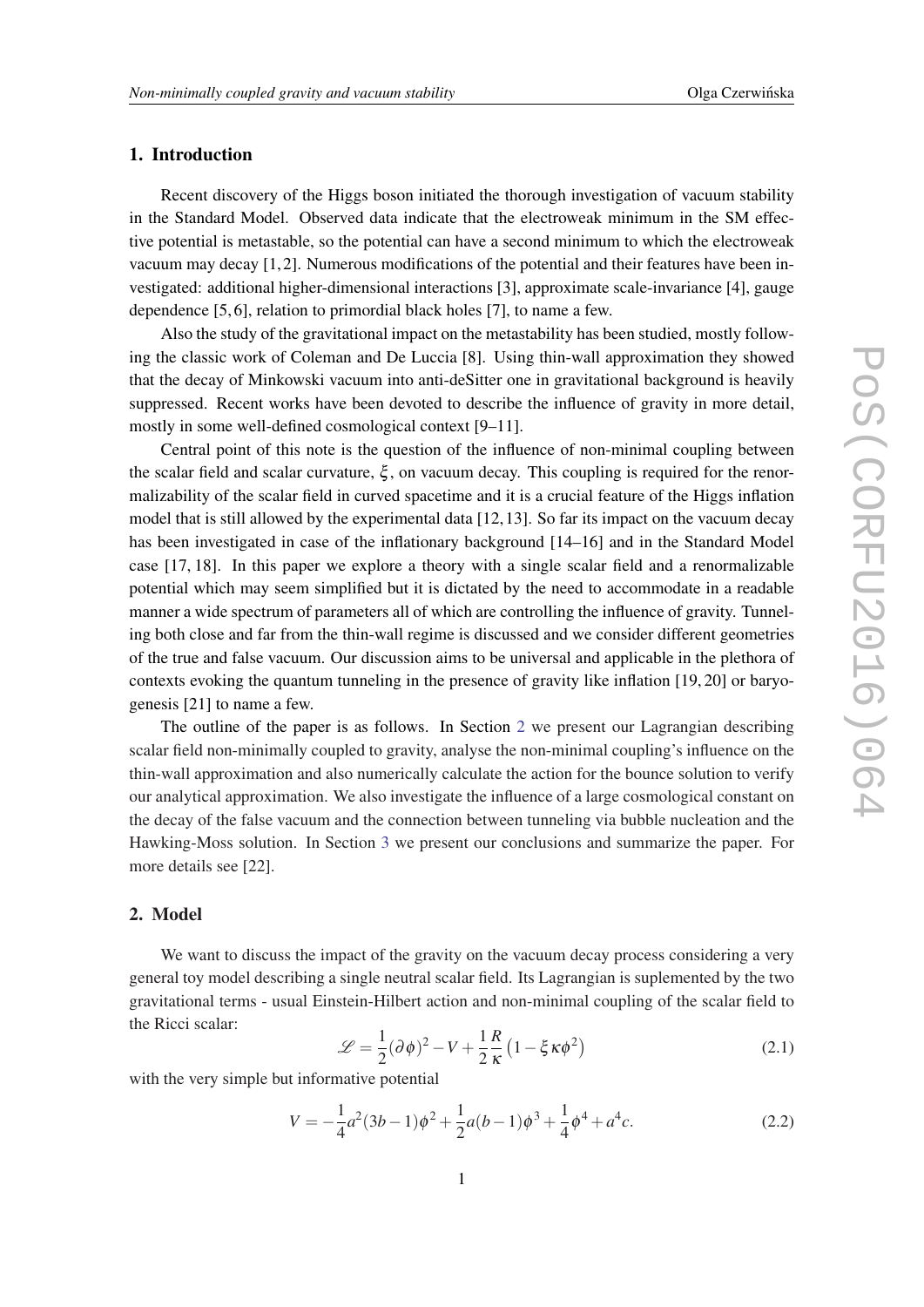## 1. Introduction

Recent discovery of the Higgs boson initiated the thorough investigation of vacuum stability in the Standard Model. Observed data indicate that the electroweak minimum in the SM effective potential is metastable, so the potential can have a second minimum to which the electroweak vacuum may decay [1,2]. Numerous modifications of the potential and their features have been investigated: additional higher-dimensional interactions [3], approximate scale-invariance [4], gauge dependence [5,6], relation to primordial black holes [7], to name a few.

Also the study of the gravitational impact on the metastability has been studied, mostly following the classic work of Coleman and De Luccia [8]. Using thin-wall approximation they showed that the decay of Minkowski vacuum into anti-deSitter one in gravitational background is heavily suppressed. Recent works have been devoted to describe the influence of gravity in more detail, mostly in some well-defined cosmological context [9–11].

Central point of this note is the question of the influence of non-minimal coupling between the scalar field and scalar curvature, $\xi$, on vacuum decay. This coupling is required for the renormalizability of the scalar field in curved spacetime and it is a crucial feature of the Higgs inflation model that is still allowed by the experimental data [12,13]. So far its impact on the vacuum decay has been investigated in case of the inflationary background [14–16] and in the Standard Model case [17,18]. In this paper we explore a theory with a single scalar field and a renormalizable potential which may seem simplified but it is dictated by the need to accommodate in a readable manner a wide spectrum of parameters all of which are controlling the influence of gravity. Tunneling both close and far from the thin-wall regime is discussed and we consider different geometries of the true and false vacuum. Our discussion aims to be universal and applicable in the plethora of contexts evoking the quantum tunneling in the presence of gravity like inflation [19,20] or baryogenesis [21] to name a few.

The outline of the paper is as follows. In Section 2 we present our Lagrangian describing scalar field non-minimally coupled to gravity, analyse the non-minimal coupling's influence on the thin-wall approximation and also numerically calculate the action for the bounce solution to verify our analytical approximation. We also investigate the influence of a large cosmological constant on the decay of the false vacuum and the connection between tunneling via bubble nucleation and the Hawking-Moss solution. In Section 3 we present our conclusions and summarize the paper. For more details see [22].

## 2. Model

We want to discuss the impact of the gravity on the vacuum decay process considering a very general toy model describing a single neutral scalar field. Its Lagrangian is suplemented by the two gravitational terms - usual Einstein-Hilbert action and non-minimal coupling of the scalar field to the Ricci scalar:

$$\mathscr{L} = \frac{1}{2}(\partial\phi)^2 - V + \frac{1}{2}\frac{R}{\kappa}\left(1 - \xi\kappa\phi^2\right) \tag{2.1}$$

with the very simple but informative potential

$$V = -\frac{1}{4}a^2(3b-1)\phi^2 + \frac{1}{2}a(b-1)\phi^3 + \frac{1}{4}\phi^4 + a^4 c. \tag{2.2}$$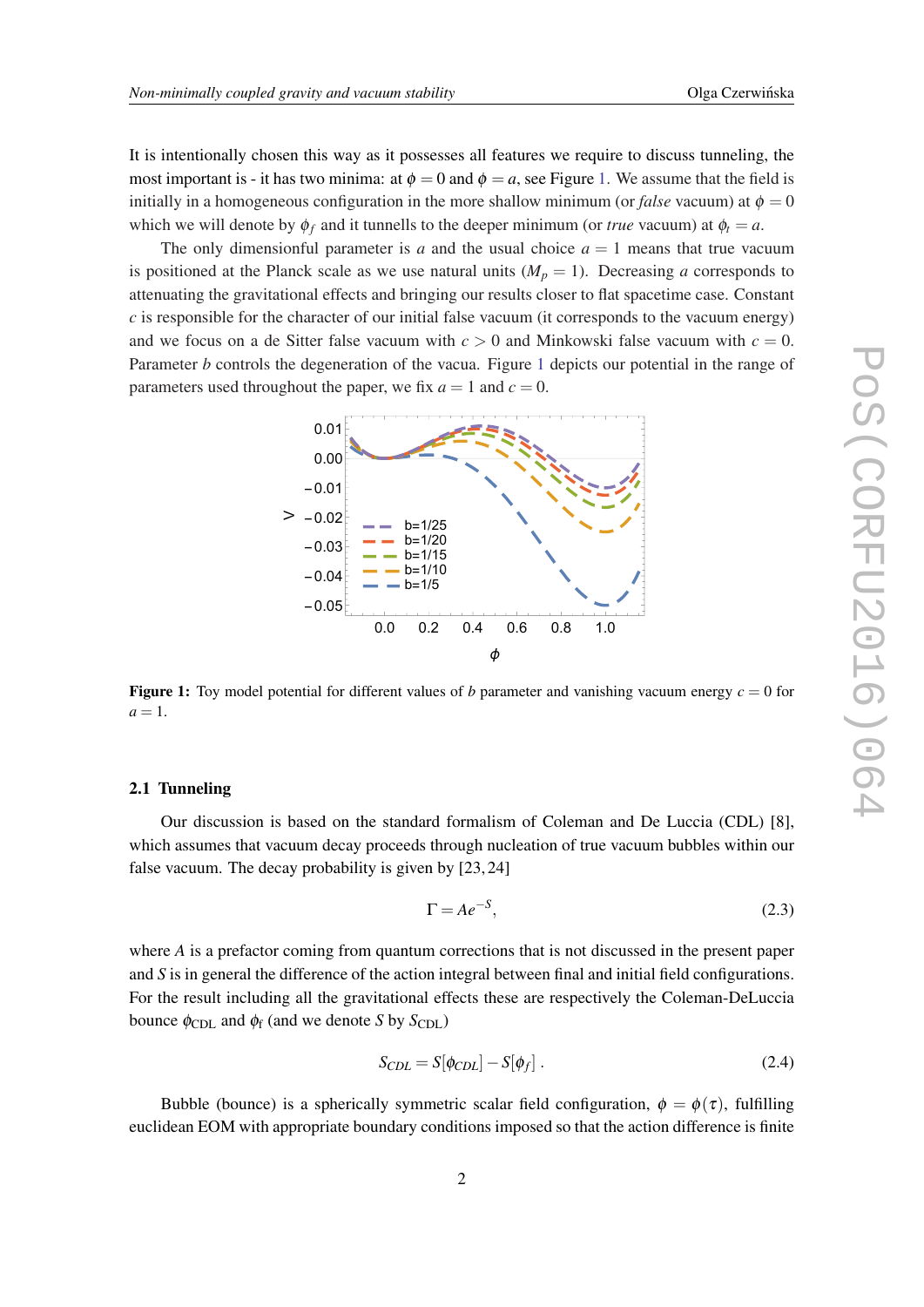It is intentionally chosen this way as it possesses all features we require to discuss tunneling, the most important is - it has two minima: at $\phi = 0$ and $\phi = a$, see Figure 1. We assume that the field is initially in a homogeneous configuration in the more shallow minimum (or *false* vacuum) at $\phi = 0$ which we will denote by $\phi_f$ and it tunnells to the deeper minimum (or *true* vacuum) at $\phi_t = a$.

The only dimensional parameter is $a$ and the usual choice $a = 1$ means that true vacuum is positioned at the Planck scale as we use natural units ($M_p = 1$). Decreasing $a$ corresponds to attenuating the gravitational effects and bringing our results closer to flat spacetime case. Constant $c$ is responsible for the character of our initial false vacuum (it corresponds to the vacuum energy) and we focus on a de Sitter false vacuum with $c > 0$ and Minkowski false vacuum with $c = 0$. Parameter $b$ controls the degeneration of the vacua. Figure 1 depicts our potential in the range of parameters used throughout the paper, we fix $a = 1$ and $c = 0$.

**Figure 1:** Toy model potential for different values of $b$ parameter and vanishing vacuum energy $c = 0$ for $a = 1$.

### 2.1 Tunneling

Our discussion is based on the standard formalism of Coleman and De Luccia (CDL) [8], which assumes that vacuum decay proceeds through nucleation of true vacuum bubbles within our false vacuum. The decay probability is given by [23, 24]

$$\Gamma = Ae^{-S}, \tag{2.3}$$

where $A$ is a prefactor coming from quantum corrections that is not discussed in the present paper and $S$ is in general the difference of the action integral between final and initial field configurations. For the result including all the gravitational effects these are respectively the Coleman-DeLuccia bounce $\phi_{\mathrm{CDL}}$ and $\phi_{\mathrm{f}}$ (and we denote $S$ by $S_{\mathrm{CDL}}$)

$$S_{CDL} = S[\phi_{CDL}] - S[\phi_f] \, . \tag{2.4}$$

Bubble (bounce) is a spherically symmetric scalar field configuration, $\phi = \phi(\tau)$, fulfilling euclidean EOM with appropriate boundary conditions imposed so that the action difference is finite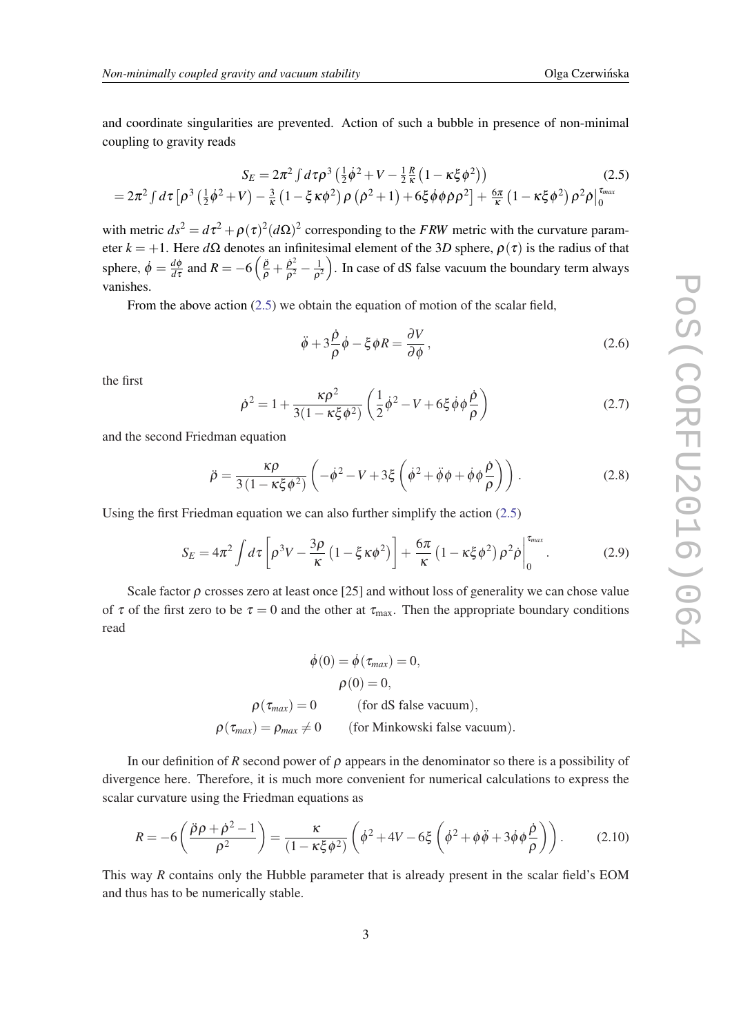and coordinate singularities are prevented. Action of such a bubble in presence of non-minimal coupling to gravity reads

$$S_E = 2\pi^2 \int d\tau \rho^3 \left(\tfrac{1}{2}\dot{\phi}^2 + V - \tfrac{1}{2}\tfrac{R}{\kappa}\left(1-\kappa\xi\phi^2\right)\right) \tag{2.5}$$
$$= 2\pi^2 \int d\tau \left[\rho^3\left(\tfrac{1}{2}\dot{\phi}^2 + V\right) - \tfrac{3}{\kappa}\left(1-\xi\kappa\phi^2\right)\rho\left(\dot{\rho}^2+1\right) + 6\xi\dot{\phi}\phi\dot{\rho}\rho^2\right] + \tfrac{6\pi}{\kappa}\left(1-\kappa\xi\phi^2\right)\rho^2\dot{\rho}\Big|_0^{\tau_{max}}$$

with metric $ds^2 = d\tau^2 + \rho(\tau)^2(d\Omega)^2$ corresponding to the $FRW$ metric with the curvature parameter $k=+1$. Here $d\Omega$ denotes an infinitesimal element of the $3D$ sphere, $\rho(\tau)$ is the radius of that sphere, $\dot{\phi} = \frac{d\phi}{d\tau}$ and $R = -6\left(\frac{\ddot{\rho}}{\rho} + \frac{\dot{\rho}^2}{\rho^2} - \frac{1}{\rho^2}\right)$. In case of dS false vacuum the boundary term always vanishes.

From the above action (2.5) we obtain the equation of motion of the scalar field,

$$\ddot{\phi} + 3\frac{\dot{\rho}}{\rho}\dot{\phi} - \xi\phi R = \frac{\partial V}{\partial\phi}, \tag{2.6}$$

the first

$$\dot{\rho}^2 = 1 + \frac{\kappa\rho^2}{3(1-\kappa\xi\phi^2)}\left(\frac{1}{2}\dot{\phi}^2 - V + 6\xi\dot{\phi}\phi\frac{\dot{\rho}}{\rho}\right) \tag{2.7}$$

and the second Friedman equation

$$\ddot{\rho} = \frac{\kappa\rho}{3\left(1-\kappa\xi\phi^2\right)}\left(-\dot{\phi}^2 - V + 3\xi\left(\dot{\phi}^2 + \ddot{\phi}\phi + \dot{\phi}\phi\frac{\dot{\rho}}{\rho}\right)\right). \tag{2.8}$$

Using the first Friedman equation we can also further simplify the action (2.5)

$$S_E = 4\pi^2 \int d\tau \left[\rho^3 V - \frac{3\rho}{\kappa}\left(1-\xi\kappa\phi^2\right)\right] + \frac{6\pi}{\kappa}\left(1-\kappa\xi\phi^2\right)\rho^2\dot{\rho}\Big|_0^{\tau_{max}}. \tag{2.9}$$

Scale factor $\rho$ crosses zero at least once [25] and without loss of generality we can chose value of $\tau$ of the first zero to be $\tau=0$ and the other at $\tau_{\max}$. Then the appropriate boundary conditions read

$$\dot{\phi}(0) = \dot{\phi}(\tau_{max}) = 0,$$
$$\rho(0) = 0,$$
$$\rho(\tau_{max}) = 0 \qquad \text{(for dS false vacuum)},$$
$$\rho(\tau_{max}) = \rho_{max} \neq 0 \qquad \text{(for Minkowski false vacuum)}.$$

In our definition of $R$ second power of $\rho$ appears in the denominator so there is a possibility of divergence here. Therefore, it is much more convenient for numerical calculations to express the scalar curvature using the Friedman equations as

$$R = -6\left(\frac{\ddot{\rho}\rho + \dot{\rho}^2 - 1}{\rho^2}\right) = \frac{\kappa}{(1-\kappa\xi\phi^2)}\left(\dot{\phi}^2 + 4V - 6\xi\left(\dot{\phi}^2 + \phi\ddot{\phi} + 3\dot{\phi}\phi\frac{\dot{\rho}}{\rho}\right)\right). \tag{2.10}$$

This way $R$ contains only the Hubble parameter that is already present in the scalar field's EOM and thus has to be numerically stable.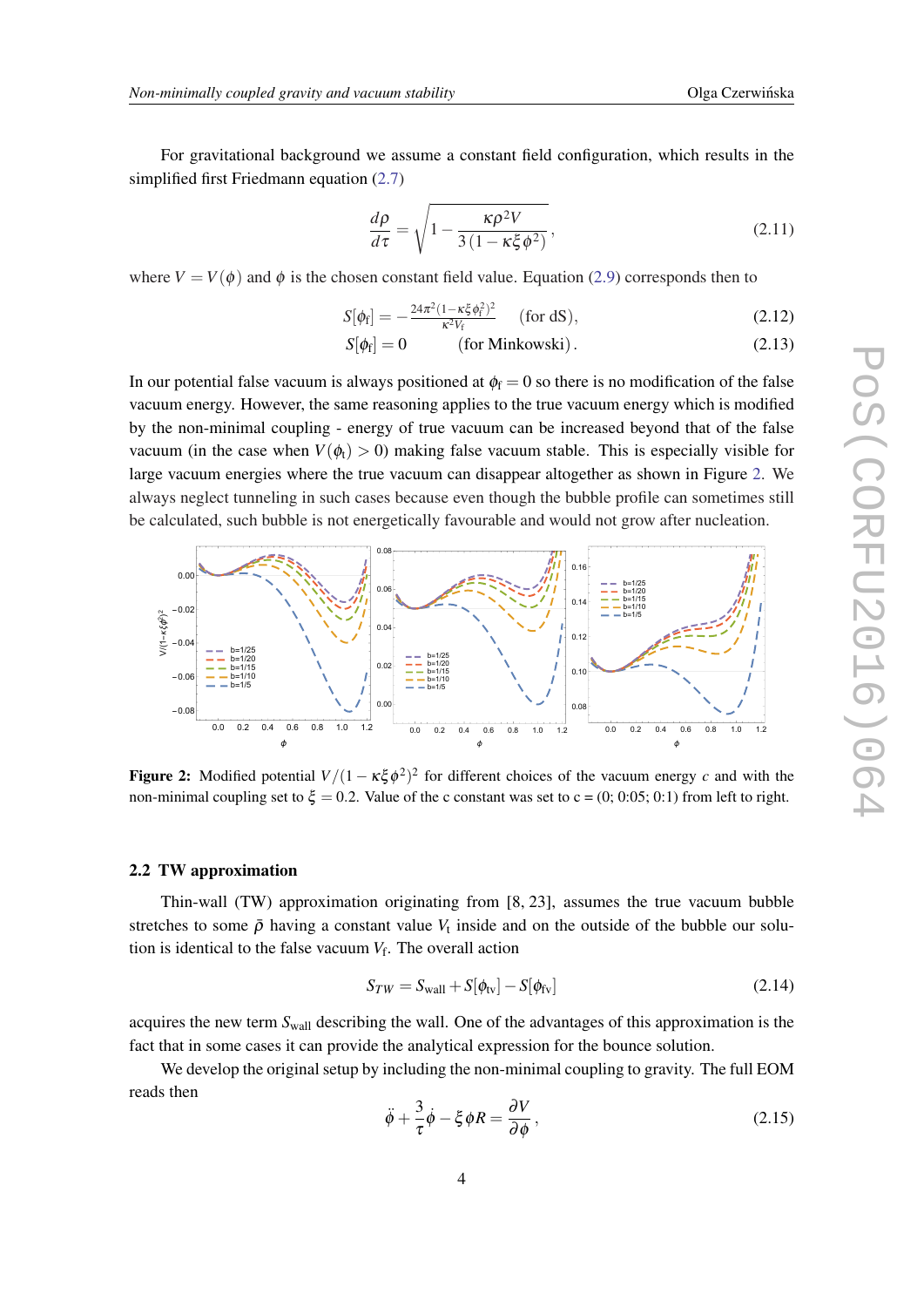For gravitational background we assume a constant field configuration, which results in the simplified first Friedmann equation (2.7)

$$\frac{d\rho}{d\tau} = \sqrt{1 - \frac{\kappa \rho^2 V}{3(1-\kappa\xi\phi^2)}}\,, \tag{2.11}$$

where $V = V(\phi)$ and $\phi$ is the chosen constant field value. Equation (2.9) corresponds then to

$$S[\phi_{\rm f}] = -\frac{24\pi^2(1-\kappa\xi\phi_{\rm f}^2)^2}{\kappa^2 V_{\rm f}} \qquad (\text{for dS}), \tag{2.12}$$

$$S[\phi_{\rm f}] = 0 \qquad (\text{for Minkowski})\,. \tag{2.13}$$

In our potential false vacuum is always positioned at $\phi_{\rm f} = 0$ so there is no modification of the false vacuum energy. However, the same reasoning applies to the true vacuum energy which is modified by the non-minimal coupling - energy of true vacuum can be increased beyond that of the false vacuum (in the case when $V(\phi_{\rm t}) > 0$) making false vacuum stable. This is especially visible for large vacuum energies where the true vacuum can disappear altogether as shown in Figure 2. We always neglect tunneling in such cases because even though the bubble profile can sometimes still be calculated, such bubble is not energetically favourable and would not grow after nucleation.

**Figure 2:** Modified potential $V/(1-\kappa\xi\phi^2)^2$ for different choices of the vacuum energy $c$ and with the non-minimal coupling set to $\xi = 0.2$. Value of the c constant was set to c = (0; 0:05; 0:1) from left to right.

### 2.2 TW approximation

Thin-wall (TW) approximation originating from [8, 23], assumes the true vacuum bubble stretches to some $\bar{\rho}$ having a constant value $V_{\rm t}$ inside and on the outside of the bubble our solution is identical to the false vacuum $V_{\rm f}$. The overall action

$$S_{TW} = S_{\rm wall} + S[\phi_{\rm tv}] - S[\phi_{\rm fv}] \tag{2.14}$$

acquires the new term $S_{\rm wall}$ describing the wall. One of the advantages of this approximation is the fact that in some cases it can provide the analytical expression for the bounce solution.

We develop the original setup by including the non-minimal coupling to gravity. The full EOM reads then

$$\ddot{\phi} + \frac{3}{\tau}\dot{\phi} - \xi\phi R = \frac{\partial V}{\partial \phi}\,, \tag{2.15}$$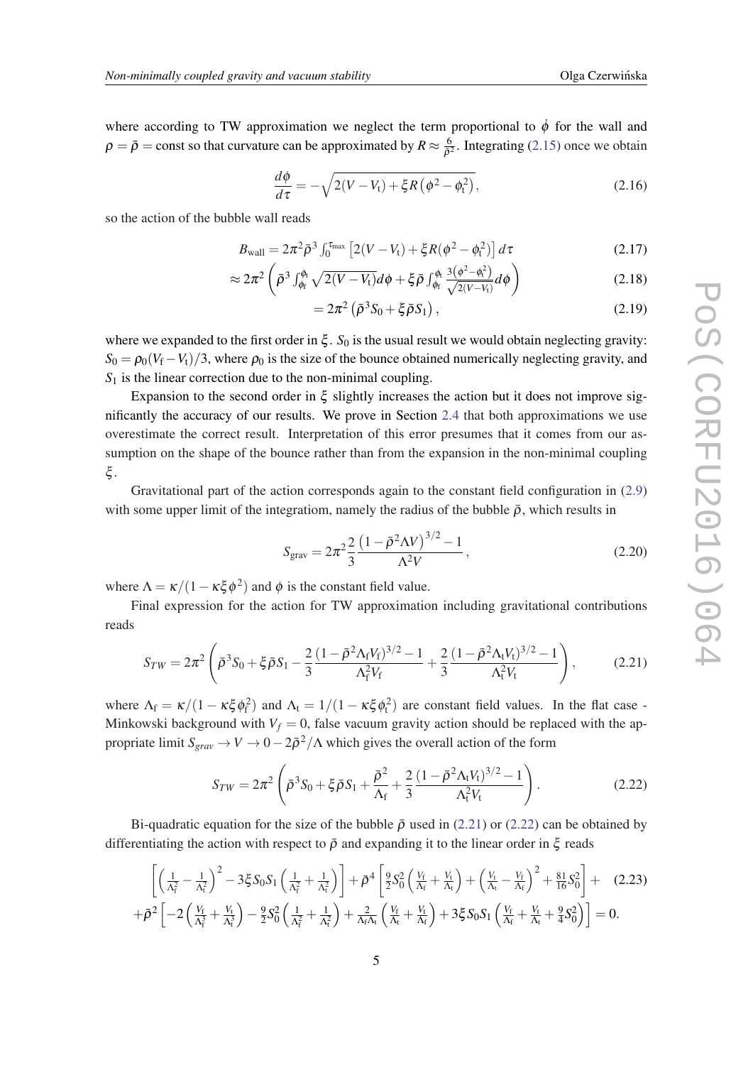where according to TW approximation we neglect the term proportional to $\dot{\phi}$ for the wall and $\rho = \bar{\rho} = \text{const}$ so that curvature can be approximated by $R \approx \frac{6}{\bar{\rho}^2}$. Integrating (2.15) once we obtain

$$\frac{d\phi}{d\tau} = -\sqrt{2(V - V_{\rm t}) + \xi R\left(\phi^2 - \phi_{\rm t}^2\right)}, \tag{2.16}$$

so the action of the bubble wall reads

$$B_{\rm wall} = 2\pi^2 \bar{\rho}^3 \int_0^{\tau_{\rm max}} \left[2(V - V_{\rm t}) + \xi R(\phi^2 - \phi_{\rm t}^2)\right] d\tau \tag{2.17}$$

$$\approx 2\pi^2 \left( \bar{\rho}^3 \int_{\phi_{\rm f}}^{\phi_{\rm t}} \sqrt{2(V - V_{\rm t})} d\phi + \xi \bar{\rho} \int_{\phi_{\rm f}}^{\phi_{\rm t}} \frac{3\left(\phi^2 - \phi_{\rm t}^2\right)}{\sqrt{2(V - V_{\rm t})}} d\phi \right) \tag{2.18}$$

$$= 2\pi^2 \left(\bar{\rho}^3 S_0 + \xi \bar{\rho} S_1\right), \tag{2.19}$$

where we expanded to the first order in $\xi$. $S_0$ is the usual result we would obtain neglecting gravity: $S_0 = \rho_0 (V_{\rm f} - V_{\rm t})/3$, where $\rho_0$ is the size of the bounce obtained numerically neglecting gravity, and $S_1$ is the linear correction due to the non-minimal coupling.

Expansion to the second order in $\xi$ slightly increases the action but it does not improve significantly the accuracy of our results. We prove in Section 2.4 that both approximations we use overestimate the correct result. Interpretation of this error presumes that it comes from our assumption on the shape of the bounce rather than from the expansion in the non-minimal coupling $\xi$.

Gravitational part of the action corresponds again to the constant field configuration in (2.9) with some upper limit of the integratiom, namely the radius of the bubble $\bar{\rho}$, which results in

$$S_{\rm grav} = 2\pi^2 \frac{2}{3} \frac{\left(1 - \bar{\rho}^2 \Lambda V\right)^{3/2} - 1}{\Lambda^2 V}, \tag{2.20}$$

where $\Lambda = \kappa/(1 - \kappa\xi\phi^2)$ and $\phi$ is the constant field value.

Final expression for the action for TW approximation including gravitational contributions reads

$$S_{TW} = 2\pi^2 \left( \bar{\rho}^3 S_0 + \xi \bar{\rho} S_1 - \frac{2}{3} \frac{(1 - \bar{\rho}^2 \Lambda_{\rm f} V_{\rm f})^{3/2} - 1}{\Lambda_{\rm f}^2 V_{\rm f}} + \frac{2}{3} \frac{(1 - \bar{\rho}^2 \Lambda_{\rm t} V_{\rm t})^{3/2} - 1}{\Lambda_{\rm t}^2 V_{\rm t}} \right), \tag{2.21}$$

where $\Lambda_{\rm f} = \kappa/(1 - \kappa\xi\phi_{\rm f}^2)$ and $\Lambda_{\rm t} = 1/(1 - \kappa\xi\phi_{\rm t}^2)$ are constant field values. In the flat case - Minkowski background with $V_f = 0$, false vacuum gravity action should be replaced with the appropriate limit $S_{grav} \to V \to 0 - 2\bar{\rho}^2/\Lambda$ which gives the overall action of the form

$$S_{TW} = 2\pi^2 \left( \bar{\rho}^3 S_0 + \xi \bar{\rho} S_1 + \frac{\bar{\rho}^2}{\Lambda_{\rm f}} + \frac{2}{3} \frac{(1 - \bar{\rho}^2 \Lambda_{\rm t} V_{\rm t})^{3/2} - 1}{\Lambda_{\rm t}^2 V_{\rm t}} \right). \tag{2.22}$$

Bi-quadratic equation for the size of the bubble $\bar{\rho}$ used in (2.21) or (2.22) can be obtained by differentiating the action with respect to $\bar{\rho}$ and expanding it to the linear order in $\xi$ reads

$$\left[\left(\frac{1}{\Lambda_{\rm f}^2} - \frac{1}{\Lambda_{\rm t}^2}\right)^2 - 3\xi S_0 S_1 \left(\frac{1}{\Lambda_{\rm f}^2} + \frac{1}{\Lambda_{\rm t}^2}\right)\right] + \bar{\rho}^4 \left[\frac{9}{2} S_0^2 \left(\frac{V_{\rm f}}{\Lambda_{\rm f}} + \frac{V_{\rm t}}{\Lambda_{\rm t}}\right) + \left(\frac{V_{\rm t}}{\Lambda_{\rm t}} - \frac{V_{\rm f}}{\Lambda_{\rm f}}\right)^2 + \frac{81}{16} S_0^2\right] + \tag{2.23}$$

$$+\bar{\rho}^2 \left[-2\left(\frac{V_{\rm f}}{\Lambda_{\rm f}^3} + \frac{V_{\rm t}}{\Lambda_{\rm t}^3}\right) - \frac{9}{2} S_0^2 \left(\frac{1}{\Lambda_{\rm f}^2} + \frac{1}{\Lambda_{\rm t}^2}\right) + \frac{2}{\Lambda_{\rm f}\Lambda_{\rm t}} \left(\frac{V_{\rm f}}{\Lambda_{\rm t}} + \frac{V_{\rm t}}{\Lambda_{\rm f}}\right) + 3\xi S_0 S_1 \left(\frac{V_{\rm f}}{\Lambda_{\rm f}} + \frac{V_{\rm t}}{\Lambda_{\rm t}} + \frac{9}{4} S_0^2\right)\right] = 0.$$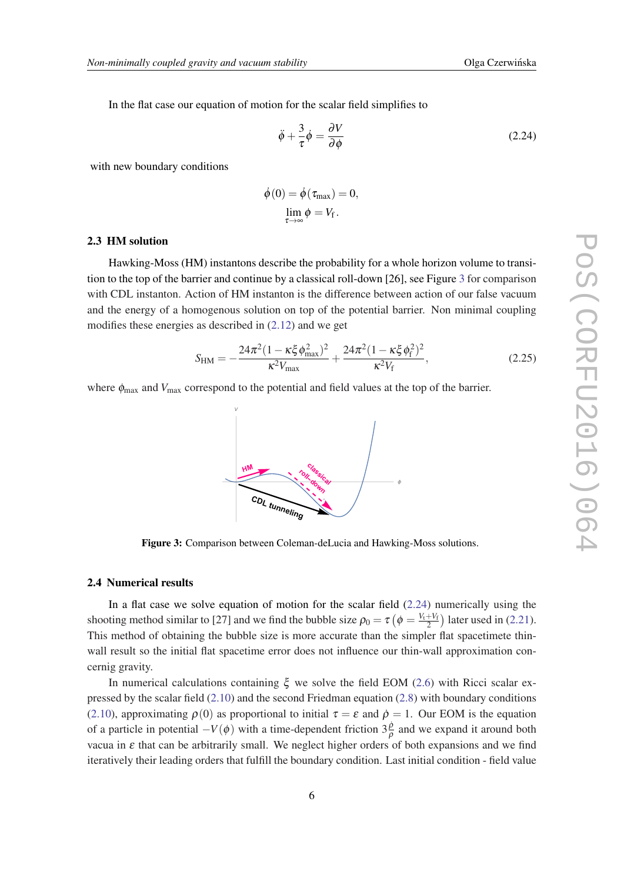In the flat case our equation of motion for the scalar field simplifies to

$$\ddot{\phi} + \frac{3}{\tau}\dot{\phi} = \frac{\partial V}{\partial \phi} \tag{2.24}$$

with new boundary conditions

$$\dot{\phi}(0) = \dot{\phi}(\tau_{\max}) = 0,$$
$$\lim_{\tau \to \infty} \phi = V_{\mathrm{f}}.$$

### 2.3 HM solution

Hawking-Moss (HM) instantons describe the probability for a whole horizon volume to transition to the top of the barrier and continue by a classical roll-down [26], see Figure 3 for comparison with CDL instanton. Action of HM instanton is the difference between action of our false vacuum and the energy of a homogenous solution on top of the potential barrier. Non minimal coupling modifies these energies as described in (2.12) and we get

$$S_{\mathrm{HM}} = -\frac{24\pi^2(1-\kappa\xi\phi_{\max}^2)^2}{\kappa^2 V_{\max}} + \frac{24\pi^2(1-\kappa\xi\phi_{\mathrm{f}}^2)^2}{\kappa^2 V_{\mathrm{f}}}, \tag{2.25}$$

where $\phi_{\max}$ and $V_{\max}$ correspond to the potential and field values at the top of the barrier.

**Figure 3:** Comparison between Coleman-deLucia and Hawking-Moss solutions.

### 2.4 Numerical results

In a flat case we solve equation of motion for the scalar field (2.24) numerically using the shooting method similar to [27] and we find the bubble size $\rho_0 = \tau\left(\phi = \frac{V_{\mathrm{t}}+V_{\mathrm{f}}}{2}\right)$ later used in (2.21). This method of obtaining the bubble size is more accurate than the simpler flat spacetimete thin-wall result so the initial flat spacetime error does not influence our thin-wall approximation concernig gravity.

In numerical calculations containing $\xi$ we solve the field EOM (2.6) with Ricci scalar expressed by the scalar field (2.10) and the second Friedman equation (2.8) with boundary conditions (2.10), approximating $\rho(0)$ as proportional to initial $\tau = \varepsilon$ and $\dot{\rho} = 1$. Our EOM is the equation of a particle in potential $-V(\phi)$ with a time-dependent friction $3\frac{\dot{\rho}}{\rho}$ and we expand it around both vacua in $\varepsilon$ that can be arbitrarily small. We neglect higher orders of both expansions and we find iteratively their leading orders that fulfill the boundary condition. Last initial condition - field value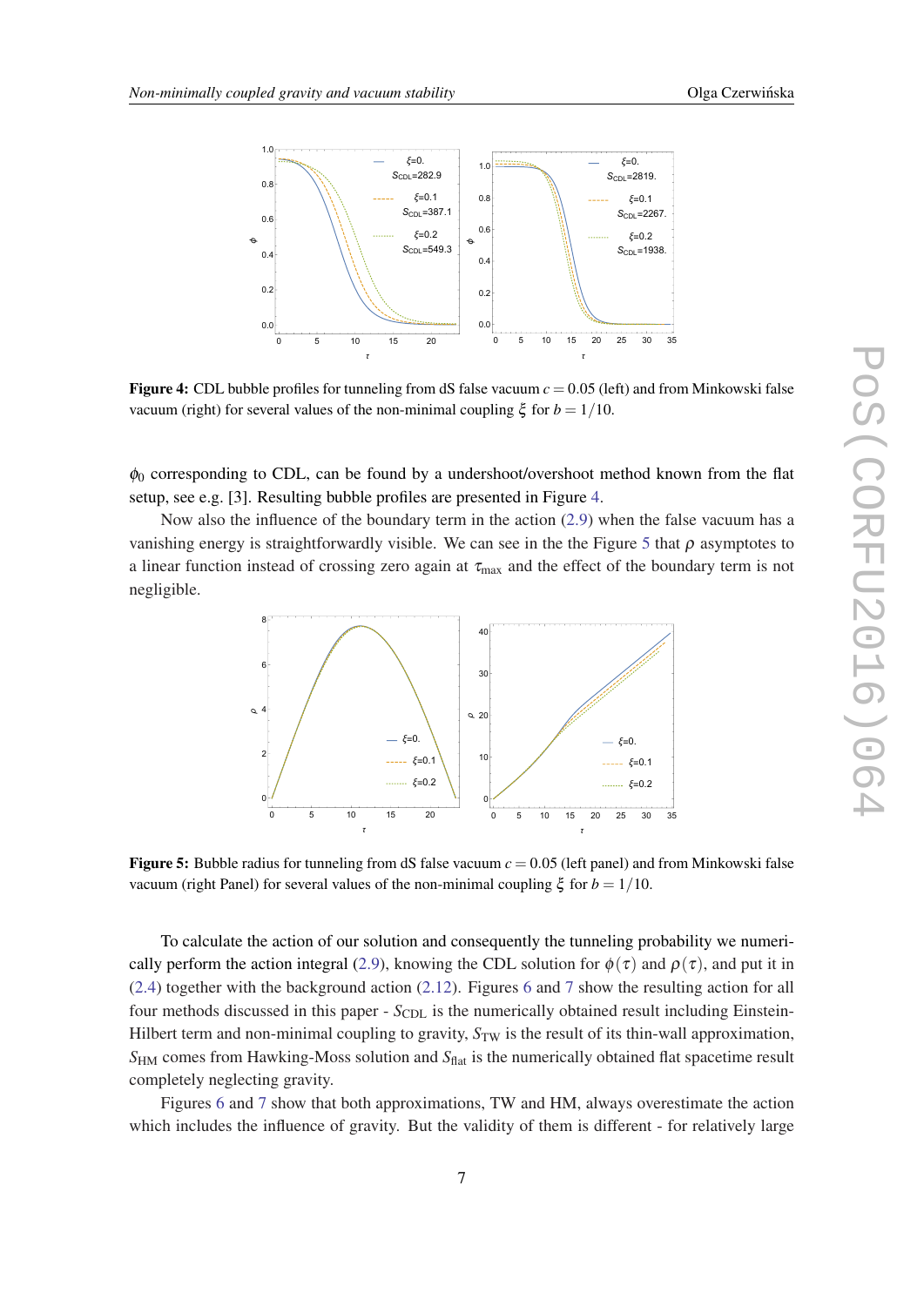**Figure 4:** CDL bubble profiles for tunneling from dS false vacuum $c = 0.05$ (left) and from Minkowski false vacuum (right) for several values of the non-minimal coupling $\xi$ for $b = 1/10$.

$\phi_0$ corresponding to CDL, can be found by a undershoot/overshoot method known from the flat setup, see e.g. [3]. Resulting bubble profiles are presented in Figure 4.

Now also the influence of the boundary term in the action (2.9) when the false vacuum has a vanishing energy is straightforwardly visible. We can see in the the Figure 5 that $\rho$ asymptotes to a linear function instead of crossing zero again at $\tau_{\text{max}}$ and the effect of the boundary term is not negligible.

**Figure 5:** Bubble radius for tunneling from dS false vacuum $c = 0.05$ (left panel) and from Minkowski false vacuum (right Panel) for several values of the non-minimal coupling $\xi$ for $b = 1/10$.

To calculate the action of our solution and consequently the tunneling probability we numerically perform the action integral (2.9), knowing the CDL solution for $\phi(\tau)$ and $\rho(\tau)$, and put it in (2.4) together with the background action (2.12). Figures 6 and 7 show the resulting action for all four methods discussed in this paper - $S_{\text{CDL}}$ is the numerically obtained result including Einstein-Hilbert term and non-minimal coupling to gravity, $S_{\text{TW}}$ is the result of its thin-wall approximation, $S_{\text{HM}}$ comes from Hawking-Moss solution and $S_{\text{flat}}$ is the numerically obtained flat spacetime result completely neglecting gravity.

Figures 6 and 7 show that both approximations, TW and HM, always overestimate the action which includes the influence of gravity. But the validity of them is different - for relatively large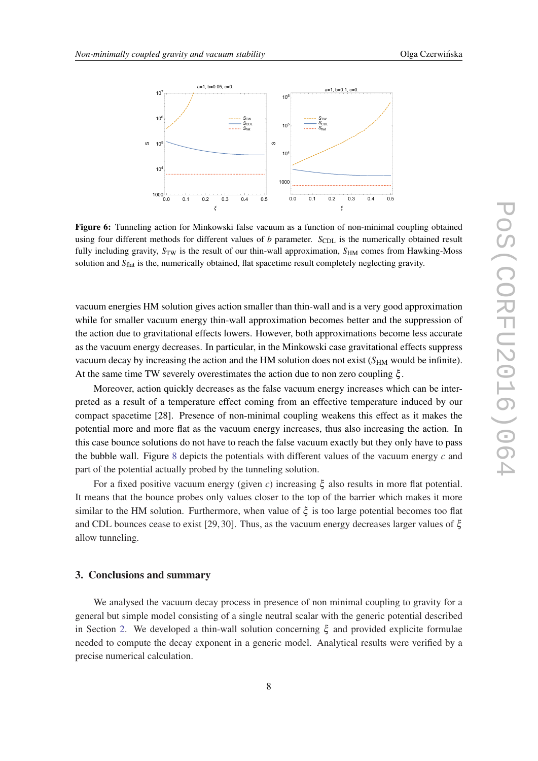**Figure 6:** Tunneling action for Minkowski false vacuum as a function of non-minimal coupling obtained using four different methods for different values of $b$ parameter. $S_{\rm CDL}$ is the numerically obtained result fully including gravity, $S_{\rm TW}$ is the result of our thin-wall approximation, $S_{\rm HM}$ comes from Hawking-Moss solution and $S_{\rm flat}$ is the, numerically obtained, flat spacetime result completely neglecting gravity.

vacuum energies HM solution gives action smaller than thin-wall and is a very good approximation while for smaller vacuum energy thin-wall approximation becomes better and the suppression of the action due to gravitational effects lowers. However, both approximations become less accurate as the vacuum energy decreases. In particular, in the Minkowski case gravitational effects suppress vacuum decay by increasing the action and the HM solution does not exist ($S_{\rm HM}$ would be infinite). At the same time TW severely overestimates the action due to non zero coupling $\xi$.

Moreover, action quickly decreases as the false vacuum energy increases which can be interpreted as a result of a temperature effect coming from an effective temperature induced by our compact spacetime [28]. Presence of non-minimal coupling weakens this effect as it makes the potential more and more flat as the vacuum energy increases, thus also increasing the action. In this case bounce solutions do not have to reach the false vacuum exactly but they only have to pass the bubble wall. Figure 8 depicts the potentials with different values of the vacuum energy $c$ and part of the potential actually probed by the tunneling solution.

For a fixed positive vacuum energy (given $c$) increasing $\xi$ also results in more flat potential. It means that the bounce probes only values closer to the top of the barrier which makes it more similar to the HM solution. Furthermore, when value of $\xi$ is too large potential becomes too flat and CDL bounces cease to exist [29, 30]. Thus, as the vacuum energy decreases larger values of $\xi$ allow tunneling.

## 3. Conclusions and summary

We analysed the vacuum decay process in presence of non minimal coupling to gravity for a general but simple model consisting of a single neutral scalar with the generic potential described in Section 2. We developed a thin-wall solution concerning $\xi$ and provided explicit formulae needed to compute the decay exponent in a generic model. Analytical results were verified by a precise numerical calculation.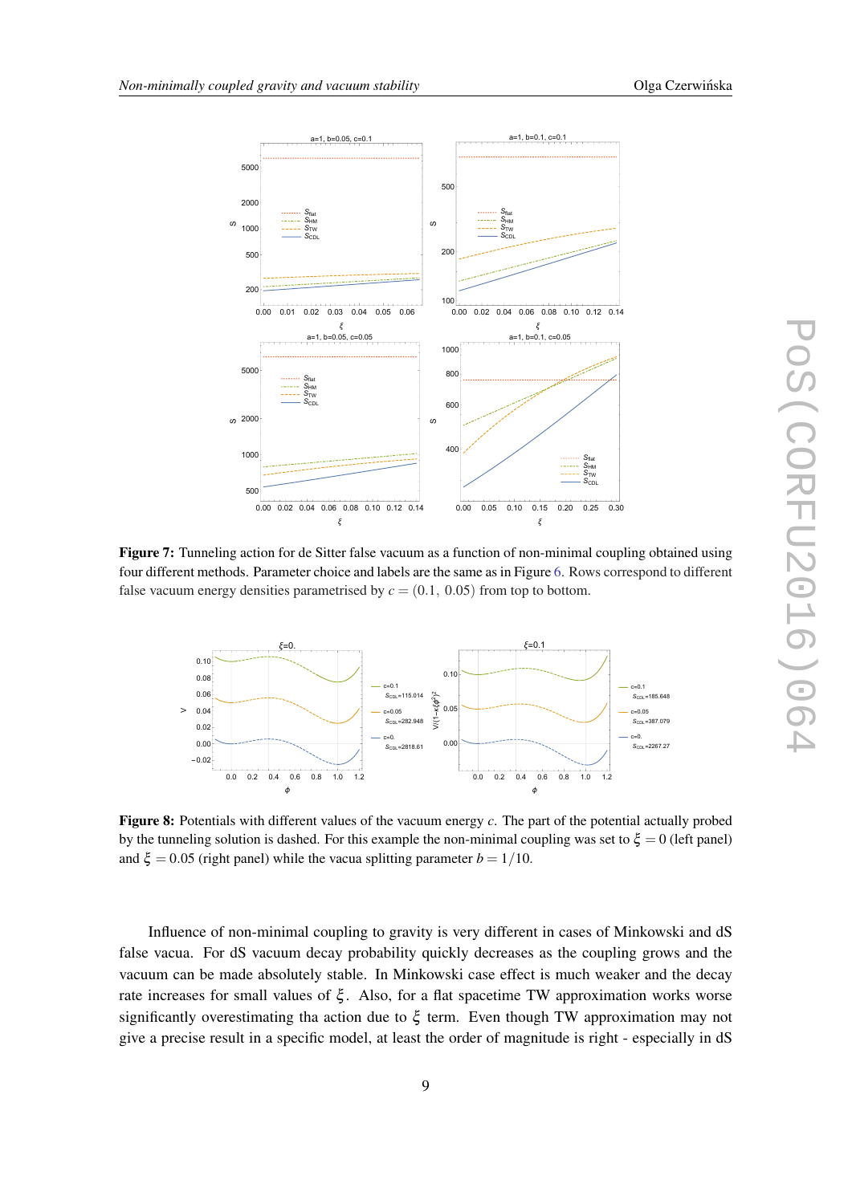**Figure 7:** Tunneling action for de Sitter false vacuum as a function of non-minimal coupling obtained using four different methods. Parameter choice and labels are the same as in Figure 6. Rows correspond to different false vacuum energy densities parametrised by $c = (0.1,\ 0.05)$ from top to bottom.

**Figure 8:** Potentials with different values of the vacuum energy $c$. The part of the potential actually probed by the tunneling solution is dashed. For this example the non-minimal coupling was set to $\xi = 0$ (left panel) and $\xi = 0.05$ (right panel) while the vacua splitting parameter $b = 1/10$.

Influence of non-minimal coupling to gravity is very different in cases of Minkowski and dS false vacua. For dS vacuum decay probability quickly decreases as the coupling grows and the vacuum can be made absolutely stable. In Minkowski case effect is much weaker and the decay rate increases for small values of $\xi$. Also, for a flat spacetime TW approximation works worse significantly overestimating tha action due to $\xi$ term. Even though TW approximation may not give a precise result in a specific model, at least the order of magnitude is right - especially in dS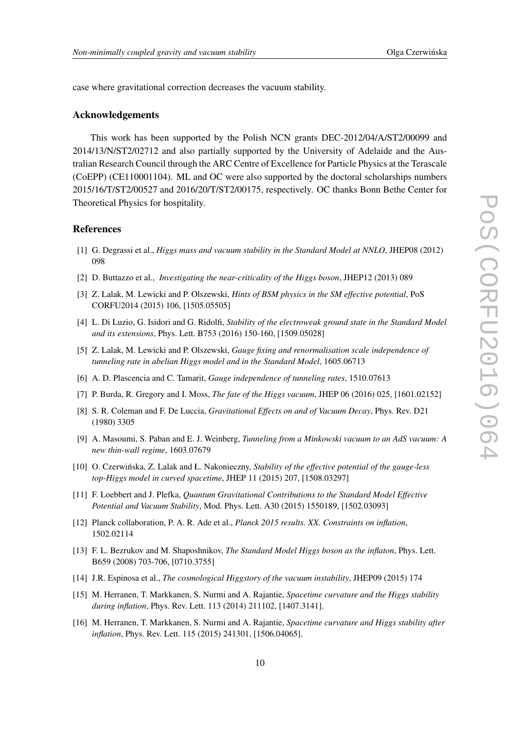case where gravitational correction decreases the vacuum stability.

### Acknowledgements

This work has been supported by the Polish NCN grants DEC-2012/04/A/ST2/00099 and 2014/13/N/ST2/02712 and also partially supported by the University of Adelaide and the Australian Research Council through the ARC Centre of Excellence for Particle Physics at the Terascale (CoEPP) (CE110001104). ML and OC were also supported by the doctoral scholarships numbers 2015/16/T/ST2/00527 and 2016/20/T/ST2/00175, respectively. OC thanks Bonn Bethe Center for Theoretical Physics for hospitality.

### References

[1] G. Degrassi et al., *Higgs mass and vacuum stability in the Standard Model at NNLO*, JHEP08 (2012) 098

[2] D. Buttazzo et al., *Investigating the near-criticality of the Higgs boson*, JHEP12 (2013) 089

[3] Z. Lalak, M. Lewicki and P. Olszewski, *Hints of BSM physics in the SM effective potential*, PoS CORFU2014 (2015) 106, [1505.05505]

[4] L. Di Luzio, G. Isidori and G. Ridolfi, *Stability of the electroweak ground state in the Standard Model and its extensions*, Phys. Lett. B753 (2016) 150-160, [1509.05028]

[5] Z. Lalak, M. Lewicki and P. Olszewski, *Gauge fixing and renormalisation scale independence of tunneling rate in abelian Higgs model and in the Standard Model*, 1605.06713

[6] A. D. Plascencia and C. Tamarit, *Gauge independence of tunneling rates*, 1510.07613

[7] P. Burda, R. Gregory and I. Moss, *The fate of the Higgs vacuum*, JHEP 06 (2016) 025, [1601.02152]

[8] S. R. Coleman and F. De Luccia, *Gravitational Effects on and of Vacuum Decay*, Phys. Rev. D21 (1980) 3305

[9] A. Masoumi, S. Paban and E. J. Weinberg, *Tunneling from a Minkowski vacuum to an AdS vacuum: A new thin-wall regime*, 1603.07679

[10] O. Czerwińska, Z. Lalak and Ł. Nakonieczny, *Stability of the effective potential of the gauge-less top-Higgs model in curved spacetime*, JHEP 11 (2015) 207, [1508.03297]

[11] F. Loebbert and J. Plefka, *Quantum Gravitational Contributions to the Standard Model Effective Potential and Vacuum Stability*, Mod. Phys. Lett. A30 (2015) 1550189, [1502.03093]

[12] Planck collaboration, P. A. R. Ade et al., *Planck 2015 results. XX. Constraints on inflation*, 1502.02114

[13] F. L. Bezrukov and M. Shaposhnikov, *The Standard Model Higgs boson as the inflaton*, Phys. Lett. B659 (2008) 703-706, [0710.3755]

[14] J.R. Espinosa et al., *The cosmological Higgstory of the vacuum instability*, JHEP09 (2015) 174

[15] M. Herranen, T. Markkanen, S. Nurmi and A. Rajantie, *Spacetime curvature and the Higgs stability during inflation*, Phys. Rev. Lett. 113 (2014) 211102, [1407.3141].

[16] M. Herranen, T. Markkanen, S. Nurmi and A. Rajantie, *Spacetime curvature and Higgs stability after inflation*, Phys. Rev. Lett. 115 (2015) 241301, [1506.04065].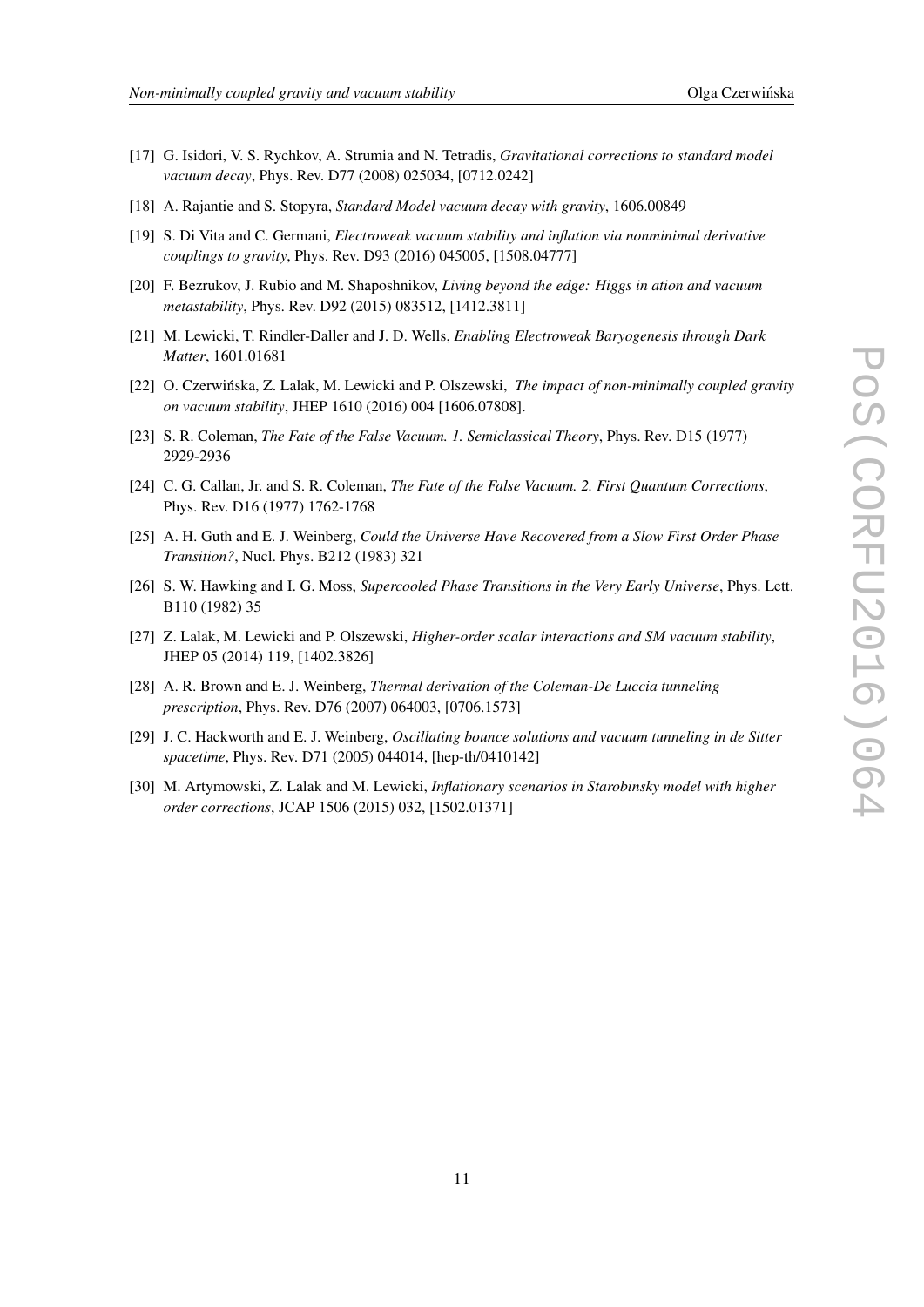[17] G. Isidori, V. S. Rychkov, A. Strumia and N. Tetradis, *Gravitational corrections to standard model vacuum decay*, Phys. Rev. D77 (2008) 025034, [0712.0242]

[18] A. Rajantie and S. Stopyra, *Standard Model vacuum decay with gravity*, 1606.00849

[19] S. Di Vita and C. Germani, *Electroweak vacuum stability and inflation via nonminimal derivative couplings to gravity*, Phys. Rev. D93 (2016) 045005, [1508.04777]

[20] F. Bezrukov, J. Rubio and M. Shaposhnikov, *Living beyond the edge: Higgs in ation and vacuum metastability*, Phys. Rev. D92 (2015) 083512, [1412.3811]

[21] M. Lewicki, T. Rindler-Daller and J. D. Wells, *Enabling Electroweak Baryogenesis through Dark Matter*, 1601.01681

[22] O. Czerwińska, Z. Lalak, M. Lewicki and P. Olszewski, *The impact of non-minimally coupled gravity on vacuum stability*, JHEP 1610 (2016) 004 [1606.07808].

[23] S. R. Coleman, *The Fate of the False Vacuum. 1. Semiclassical Theory*, Phys. Rev. D15 (1977) 2929-2936

[24] C. G. Callan, Jr. and S. R. Coleman, *The Fate of the False Vacuum. 2. First Quantum Corrections*, Phys. Rev. D16 (1977) 1762-1768

[25] A. H. Guth and E. J. Weinberg, *Could the Universe Have Recovered from a Slow First Order Phase Transition?*, Nucl. Phys. B212 (1983) 321

[26] S. W. Hawking and I. G. Moss, *Supercooled Phase Transitions in the Very Early Universe*, Phys. Lett. B110 (1982) 35

[27] Z. Lalak, M. Lewicki and P. Olszewski, *Higher-order scalar interactions and SM vacuum stability*, JHEP 05 (2014) 119, [1402.3826]

[28] A. R. Brown and E. J. Weinberg, *Thermal derivation of the Coleman-De Luccia tunneling prescription*, Phys. Rev. D76 (2007) 064003, [0706.1573]

[29] J. C. Hackworth and E. J. Weinberg, *Oscillating bounce solutions and vacuum tunneling in de Sitter spacetime*, Phys. Rev. D71 (2005) 044014, [hep-th/0410142]

[30] M. Artymowski, Z. Lalak and M. Lewicki, *Inflationary scenarios in Starobinsky model with higher order corrections*, JCAP 1506 (2015) 032, [1502.01371]